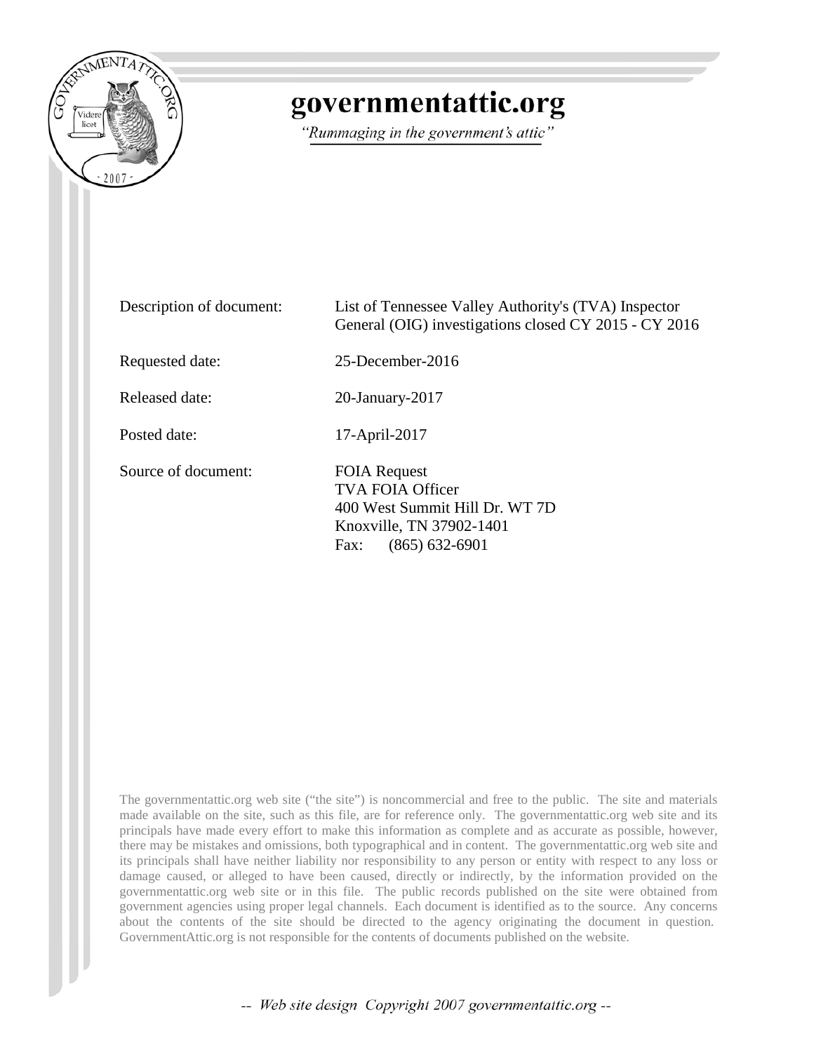# governmentattic.org

*"Rummaging in the government's attic"*

| | |
|---|---|
| Description of document: | List of Tennessee Valley Authority's (TVA) Inspector General (OIG) investigations closed CY 2015 - CY 2016 |
| Requested date: | 25-December-2016 |
| Released date: | 20-January-2017 |
| Posted date: | 17-April-2017 |
| Source of document: | FOIA Request<br>TVA FOIA Officer<br>400 West Summit Hill Dr. WT 7D<br>Knoxville, TN 37902-1401<br>Fax: (865) 632-6901 |

The governmentattic.org web site ("the site") is noncommercial and free to the public. The site and materials made available on the site, such as this file, are for reference only. The governmentattic.org web site and its principals have made every effort to make this information as complete and as accurate as possible, however, there may be mistakes and omissions, both typographical and in content. The governmentattic.org web site and its principals shall have neither liability nor responsibility to any person or entity with respect to any loss or damage caused, or alleged to have been caused, directly or indirectly, by the information provided on the governmentattic.org web site or in this file. The public records published on the site were obtained from government agencies using proper legal channels. Each document is identified as to the source. Any concerns about the contents of the site should be directed to the agency originating the document in question. GovernmentAttic.org is not responsible for the contents of documents published on the website.

-- Web site design Copyright 2007 governmentattic.org --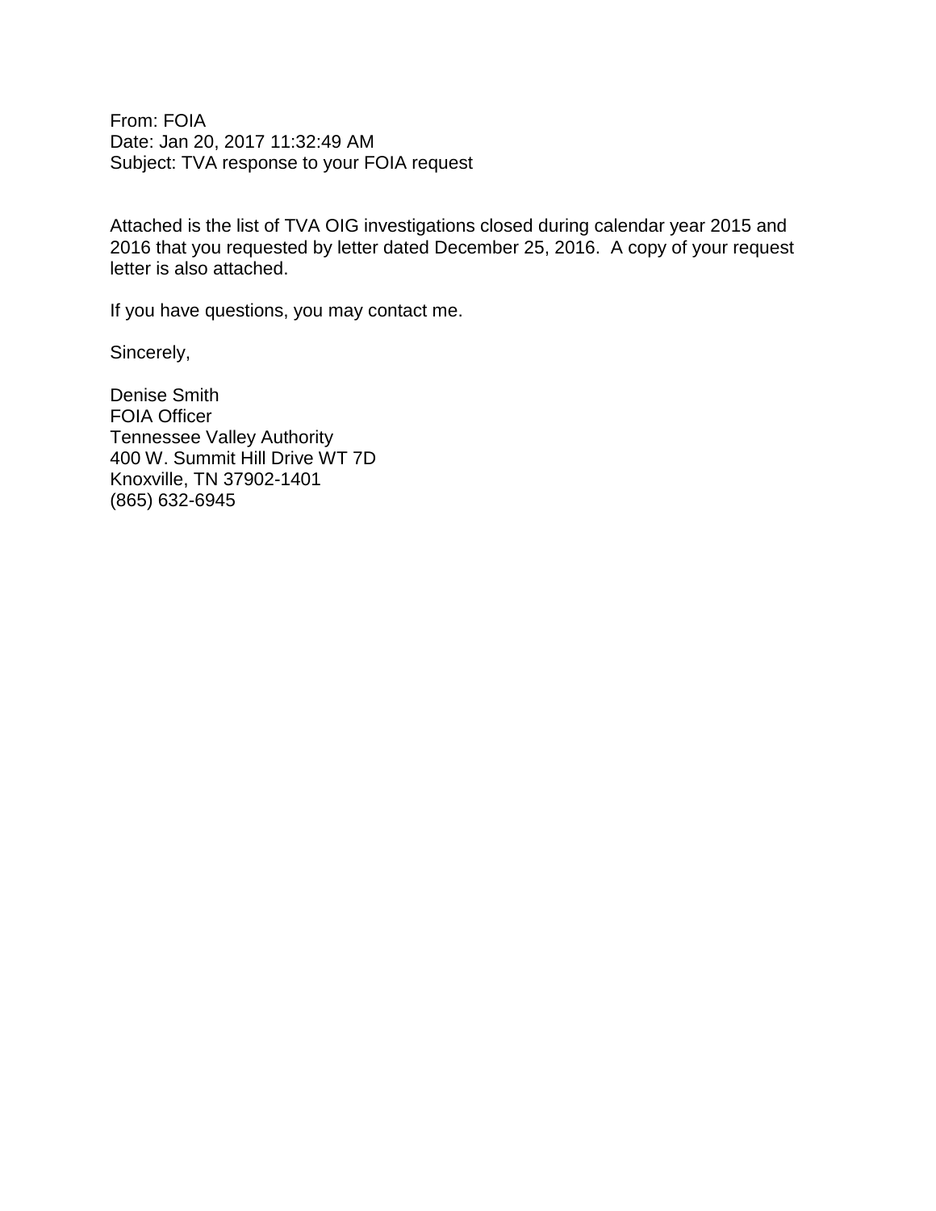From: FOIA
Date: Jan 20, 2017 11:32:49 AM
Subject: TVA response to your FOIA request

Attached is the list of TVA OIG investigations closed during calendar year 2015 and 2016 that you requested by letter dated December 25, 2016. A copy of your request letter is also attached.

If you have questions, you may contact me.

Sincerely,

Denise Smith
FOIA Officer
Tennessee Valley Authority
400 W. Summit Hill Drive WT 7D
Knoxville, TN 37902-1401
(865) 632-6945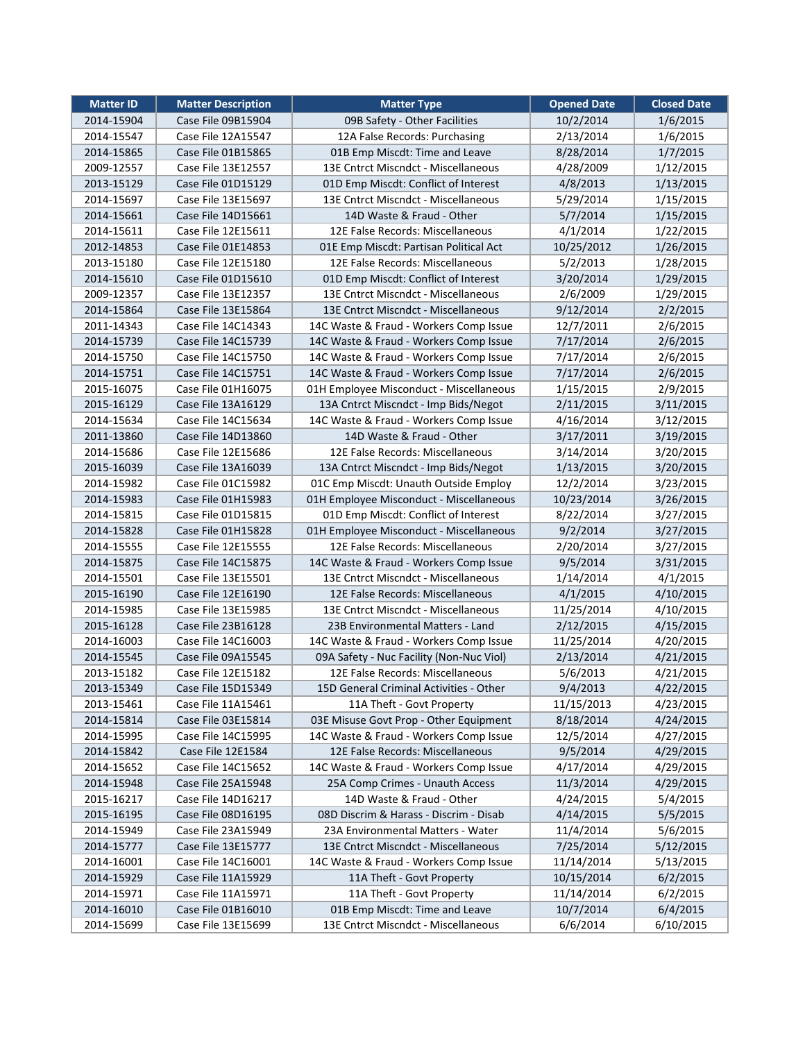| Matter ID | Matter Description | Matter Type | Opened Date | Closed Date |
|---|---|---|---|---|
| 2014-15904 | Case File 09B15904 | 09B Safety - Other Facilities | 10/2/2014 | 1/6/2015 |
| 2014-15547 | Case File 12A15547 | 12A False Records: Purchasing | 2/13/2014 | 1/6/2015 |
| 2014-15865 | Case File 01B15865 | 01B Emp Miscdt: Time and Leave | 8/28/2014 | 1/7/2015 |
| 2009-12557 | Case File 13E12557 | 13E Cntrct Miscndct - Miscellaneous | 4/28/2009 | 1/12/2015 |
| 2013-15129 | Case File 01D15129 | 01D Emp Miscdt: Conflict of Interest | 4/8/2013 | 1/13/2015 |
| 2014-15697 | Case File 13E15697 | 13E Cntrct Miscndct - Miscellaneous | 5/29/2014 | 1/15/2015 |
| 2014-15661 | Case File 14D15661 | 14D Waste & Fraud - Other | 5/7/2014 | 1/15/2015 |
| 2014-15611 | Case File 12E15611 | 12E False Records: Miscellaneous | 4/1/2014 | 1/22/2015 |
| 2012-14853 | Case File 01E14853 | 01E Emp Miscdt: Partisan Political Act | 10/25/2012 | 1/26/2015 |
| 2013-15180 | Case File 12E15180 | 12E False Records: Miscellaneous | 5/2/2013 | 1/28/2015 |
| 2014-15610 | Case File 01D15610 | 01D Emp Miscdt: Conflict of Interest | 3/20/2014 | 1/29/2015 |
| 2009-12357 | Case File 13E12357 | 13E Cntrct Miscndct - Miscellaneous | 2/6/2009 | 1/29/2015 |
| 2014-15864 | Case File 13E15864 | 13E Cntrct Miscndct - Miscellaneous | 9/12/2014 | 2/2/2015 |
| 2011-14343 | Case File 14C14343 | 14C Waste & Fraud - Workers Comp Issue | 12/7/2011 | 2/6/2015 |
| 2014-15739 | Case File 14C15739 | 14C Waste & Fraud - Workers Comp Issue | 7/17/2014 | 2/6/2015 |
| 2014-15750 | Case File 14C15750 | 14C Waste & Fraud - Workers Comp Issue | 7/17/2014 | 2/6/2015 |
| 2014-15751 | Case File 14C15751 | 14C Waste & Fraud - Workers Comp Issue | 7/17/2014 | 2/6/2015 |
| 2015-16075 | Case File 01H16075 | 01H Employee Misconduct - Miscellaneous | 1/15/2015 | 2/9/2015 |
| 2015-16129 | Case File 13A16129 | 13A Cntrct Miscndct - Imp Bids/Negot | 2/11/2015 | 3/11/2015 |
| 2014-15634 | Case File 14C15634 | 14C Waste & Fraud - Workers Comp Issue | 4/16/2014 | 3/12/2015 |
| 2011-13860 | Case File 14D13860 | 14D Waste & Fraud - Other | 3/17/2011 | 3/19/2015 |
| 2014-15686 | Case File 12E15686 | 12E False Records: Miscellaneous | 3/14/2014 | 3/20/2015 |
| 2015-16039 | Case File 13A16039 | 13A Cntrct Miscndct - Imp Bids/Negot | 1/13/2015 | 3/20/2015 |
| 2014-15982 | Case File 01C15982 | 01C Emp Miscdt: Unauth Outside Employ | 12/2/2014 | 3/23/2015 |
| 2014-15983 | Case File 01H15983 | 01H Employee Misconduct - Miscellaneous | 10/23/2014 | 3/26/2015 |
| 2014-15815 | Case File 01D15815 | 01D Emp Miscdt: Conflict of Interest | 8/22/2014 | 3/27/2015 |
| 2014-15828 | Case File 01H15828 | 01H Employee Misconduct - Miscellaneous | 9/2/2014 | 3/27/2015 |
| 2014-15555 | Case File 12E15555 | 12E False Records: Miscellaneous | 2/20/2014 | 3/27/2015 |
| 2014-15875 | Case File 14C15875 | 14C Waste & Fraud - Workers Comp Issue | 9/5/2014 | 3/31/2015 |
| 2014-15501 | Case File 13E15501 | 13E Cntrct Miscndct - Miscellaneous | 1/14/2014 | 4/1/2015 |
| 2015-16190 | Case File 12E16190 | 12E False Records: Miscellaneous | 4/1/2015 | 4/10/2015 |
| 2014-15985 | Case File 13E15985 | 13E Cntrct Miscndct - Miscellaneous | 11/25/2014 | 4/10/2015 |
| 2015-16128 | Case File 23B16128 | 23B Environmental Matters - Land | 2/12/2015 | 4/15/2015 |
| 2014-16003 | Case File 14C16003 | 14C Waste & Fraud - Workers Comp Issue | 11/25/2014 | 4/20/2015 |
| 2014-15545 | Case File 09A15545 | 09A Safety - Nuc Facility (Non-Nuc Viol) | 2/13/2014 | 4/21/2015 |
| 2013-15182 | Case File 12E15182 | 12E False Records: Miscellaneous | 5/6/2013 | 4/21/2015 |
| 2013-15349 | Case File 15D15349 | 15D General Criminal Activities - Other | 9/4/2013 | 4/22/2015 |
| 2013-15461 | Case File 11A15461 | 11A Theft - Govt Property | 11/15/2013 | 4/23/2015 |
| 2014-15814 | Case File 03E15814 | 03E Misuse Govt Prop - Other Equipment | 8/18/2014 | 4/24/2015 |
| 2014-15995 | Case File 14C15995 | 14C Waste & Fraud - Workers Comp Issue | 12/5/2014 | 4/27/2015 |
| 2014-15842 | Case File 12E1584 | 12E False Records: Miscellaneous | 9/5/2014 | 4/29/2015 |
| 2014-15652 | Case File 14C15652 | 14C Waste & Fraud - Workers Comp Issue | 4/17/2014 | 4/29/2015 |
| 2014-15948 | Case File 25A15948 | 25A Comp Crimes - Unauth Access | 11/3/2014 | 4/29/2015 |
| 2015-16217 | Case File 14D16217 | 14D Waste & Fraud - Other | 4/24/2015 | 5/4/2015 |
| 2015-16195 | Case File 08D16195 | 08D Discrim & Harass - Discrim - Disab | 4/14/2015 | 5/5/2015 |
| 2014-15949 | Case File 23A15949 | 23A Environmental Matters - Water | 11/4/2014 | 5/6/2015 |
| 2014-15777 | Case File 13E15777 | 13E Cntrct Miscndct - Miscellaneous | 7/25/2014 | 5/12/2015 |
| 2014-16001 | Case File 14C16001 | 14C Waste & Fraud - Workers Comp Issue | 11/14/2014 | 5/13/2015 |
| 2014-15929 | Case File 11A15929 | 11A Theft - Govt Property | 10/15/2014 | 6/2/2015 |
| 2014-15971 | Case File 11A15971 | 11A Theft - Govt Property | 11/14/2014 | 6/2/2015 |
| 2014-16010 | Case File 01B16010 | 01B Emp Miscdt: Time and Leave | 10/7/2014 | 6/4/2015 |
| 2014-15699 | Case File 13E15699 | 13E Cntrct Miscndct - Miscellaneous | 6/6/2014 | 6/10/2015 |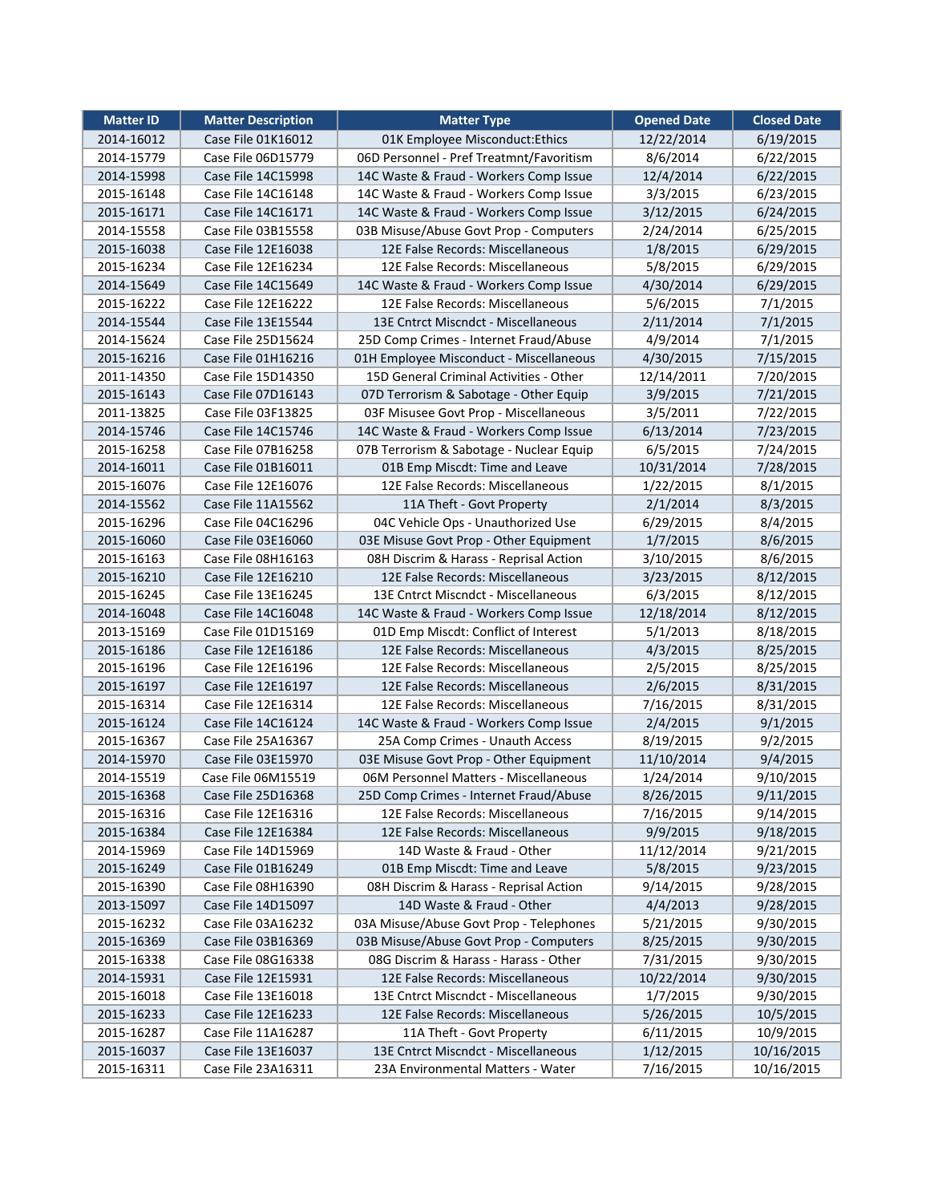| Matter ID | Matter Description | Matter Type | Opened Date | Closed Date |
|---|---|---|---|---|
| 2014-16012 | Case File 01K16012 | 01K Employee Misconduct:Ethics | 12/22/2014 | 6/19/2015 |
| 2014-15779 | Case File 06D15779 | 06D Personnel - Pref Treatmnt/Favoritism | 8/6/2014 | 6/22/2015 |
| 2014-15998 | Case File 14C15998 | 14C Waste & Fraud - Workers Comp Issue | 12/4/2014 | 6/22/2015 |
| 2015-16148 | Case File 14C16148 | 14C Waste & Fraud - Workers Comp Issue | 3/3/2015 | 6/23/2015 |
| 2015-16171 | Case File 14C16171 | 14C Waste & Fraud - Workers Comp Issue | 3/12/2015 | 6/24/2015 |
| 2014-15558 | Case File 03B15558 | 03B Misuse/Abuse Govt Prop - Computers | 2/24/2014 | 6/25/2015 |
| 2015-16038 | Case File 12E16038 | 12E False Records: Miscellaneous | 1/8/2015 | 6/29/2015 |
| 2015-16234 | Case File 12E16234 | 12E False Records: Miscellaneous | 5/8/2015 | 6/29/2015 |
| 2014-15649 | Case File 14C15649 | 14C Waste & Fraud - Workers Comp Issue | 4/30/2014 | 6/29/2015 |
| 2015-16222 | Case File 12E16222 | 12E False Records: Miscellaneous | 5/6/2015 | 7/1/2015 |
| 2014-15544 | Case File 13E15544 | 13E Cntrct Miscndct - Miscellaneous | 2/11/2014 | 7/1/2015 |
| 2014-15624 | Case File 25D15624 | 25D Comp Crimes - Internet Fraud/Abuse | 4/9/2014 | 7/1/2015 |
| 2015-16216 | Case File 01H16216 | 01H Employee Misconduct - Miscellaneous | 4/30/2015 | 7/15/2015 |
| 2011-14350 | Case File 15D14350 | 15D General Criminal Activities - Other | 12/14/2011 | 7/20/2015 |
| 2015-16143 | Case File 07D16143 | 07D Terrorism & Sabotage - Other Equip | 3/9/2015 | 7/21/2015 |
| 2011-13825 | Case File 03F13825 | 03F Misusee Govt Prop - Miscellaneous | 3/5/2011 | 7/22/2015 |
| 2014-15746 | Case File 14C15746 | 14C Waste & Fraud - Workers Comp Issue | 6/13/2014 | 7/23/2015 |
| 2015-16258 | Case File 07B16258 | 07B Terrorism & Sabotage - Nuclear Equip | 6/5/2015 | 7/24/2015 |
| 2014-16011 | Case File 01B16011 | 01B Emp Miscdt: Time and Leave | 10/31/2014 | 7/28/2015 |
| 2015-16076 | Case File 12E16076 | 12E False Records: Miscellaneous | 1/22/2015 | 8/1/2015 |
| 2014-15562 | Case File 11A15562 | 11A Theft - Govt Property | 2/1/2014 | 8/3/2015 |
| 2015-16296 | Case File 04C16296 | 04C Vehicle Ops - Unauthorized Use | 6/29/2015 | 8/4/2015 |
| 2015-16060 | Case File 03E16060 | 03E Misuse Govt Prop - Other Equipment | 1/7/2015 | 8/6/2015 |
| 2015-16163 | Case File 08H16163 | 08H Discrim & Harass - Reprisal Action | 3/10/2015 | 8/6/2015 |
| 2015-16210 | Case File 12E16210 | 12E False Records: Miscellaneous | 3/23/2015 | 8/12/2015 |
| 2015-16245 | Case File 13E16245 | 13E Cntrct Miscndct - Miscellaneous | 6/3/2015 | 8/12/2015 |
| 2014-16048 | Case File 14C16048 | 14C Waste & Fraud - Workers Comp Issue | 12/18/2014 | 8/12/2015 |
| 2013-15169 | Case File 01D15169 | 01D Emp Miscdt: Conflict of Interest | 5/1/2013 | 8/18/2015 |
| 2015-16186 | Case File 12E16186 | 12E False Records: Miscellaneous | 4/3/2015 | 8/25/2015 |
| 2015-16196 | Case File 12E16196 | 12E False Records: Miscellaneous | 2/5/2015 | 8/25/2015 |
| 2015-16197 | Case File 12E16197 | 12E False Records: Miscellaneous | 2/6/2015 | 8/31/2015 |
| 2015-16314 | Case File 12E16314 | 12E False Records: Miscellaneous | 7/16/2015 | 8/31/2015 |
| 2015-16124 | Case File 14C16124 | 14C Waste & Fraud - Workers Comp Issue | 2/4/2015 | 9/1/2015 |
| 2015-16367 | Case File 25A16367 | 25A Comp Crimes - Unauth Access | 8/19/2015 | 9/2/2015 |
| 2014-15970 | Case File 03E15970 | 03E Misuse Govt Prop - Other Equipment | 11/10/2014 | 9/4/2015 |
| 2014-15519 | Case File 06M15519 | 06M Personnel Matters - Miscellaneous | 1/24/2014 | 9/10/2015 |
| 2015-16368 | Case File 25D16368 | 25D Comp Crimes - Internet Fraud/Abuse | 8/26/2015 | 9/11/2015 |
| 2015-16316 | Case File 12E16316 | 12E False Records: Miscellaneous | 7/16/2015 | 9/14/2015 |
| 2015-16384 | Case File 12E16384 | 12E False Records: Miscellaneous | 9/9/2015 | 9/18/2015 |
| 2014-15969 | Case File 14D15969 | 14D Waste & Fraud - Other | 11/12/2014 | 9/21/2015 |
| 2015-16249 | Case File 01B16249 | 01B Emp Miscdt: Time and Leave | 5/8/2015 | 9/23/2015 |
| 2015-16390 | Case File 08H16390 | 08H Discrim & Harass - Reprisal Action | 9/14/2015 | 9/28/2015 |
| 2013-15097 | Case File 14D15097 | 14D Waste & Fraud - Other | 4/4/2013 | 9/28/2015 |
| 2015-16232 | Case File 03A16232 | 03A Misuse/Abuse Govt Prop - Telephones | 5/21/2015 | 9/30/2015 |
| 2015-16369 | Case File 03B16369 | 03B Misuse/Abuse Govt Prop - Computers | 8/25/2015 | 9/30/2015 |
| 2015-16338 | Case File 08G16338 | 08G Discrim & Harass - Harass - Other | 7/31/2015 | 9/30/2015 |
| 2014-15931 | Case File 12E15931 | 12E False Records: Miscellaneous | 10/22/2014 | 9/30/2015 |
| 2015-16018 | Case File 13E16018 | 13E Cntrct Miscndct - Miscellaneous | 1/7/2015 | 9/30/2015 |
| 2015-16233 | Case File 12E16233 | 12E False Records: Miscellaneous | 5/26/2015 | 10/5/2015 |
| 2015-16287 | Case File 11A16287 | 11A Theft - Govt Property | 6/11/2015 | 10/9/2015 |
| 2015-16037 | Case File 13E16037 | 13E Cntrct Miscndct - Miscellaneous | 1/12/2015 | 10/16/2015 |
| 2015-16311 | Case File 23A16311 | 23A Environmental Matters - Water | 7/16/2015 | 10/16/2015 |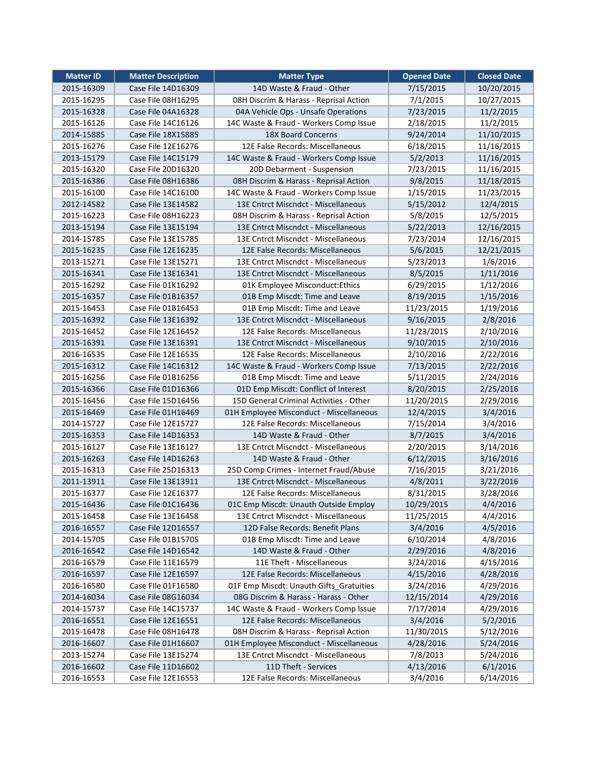| Matter ID | Matter Description | Matter Type | Opened Date | Closed Date |
|---|---|---|---|---|
| 2015-16309 | Case File 14D16309 | 14D Waste & Fraud - Other | 7/15/2015 | 10/20/2015 |
| 2015-16295 | Case File 08H16295 | 08H Discrim & Harass - Reprisal Action | 7/1/2015 | 10/27/2015 |
| 2015-16328 | Case File 04A16328 | 04A Vehicle Ops - Unsafe Operations | 7/23/2015 | 11/2/2015 |
| 2015-16126 | Case File 14C16126 | 14C Waste & Fraud - Workers Comp Issue | 2/18/2015 | 11/2/2015 |
| 2014-15885 | Case File 18X15885 | 18X Board Concerns | 9/24/2014 | 11/10/2015 |
| 2015-16276 | Case File 12E16276 | 12E False Records: Miscellaneous | 6/18/2015 | 11/16/2015 |
| 2013-15179 | Case File 14C15179 | 14C Waste & Fraud - Workers Comp Issue | 5/2/2013 | 11/16/2015 |
| 2015-16320 | Case File 20D16320 | 20D Debarment - Suspension | 7/23/2015 | 11/16/2015 |
| 2015-16386 | Case File 08H16386 | 08H Discrim & Harass - Reprisal Action | 9/8/2015 | 11/18/2015 |
| 2015-16100 | Case File 14C16100 | 14C Waste & Fraud - Workers Comp Issue | 1/15/2015 | 11/23/2015 |
| 2012-14582 | Case File 13E14582 | 13E Cntrct Miscndct - Miscellaneous | 5/15/2012 | 12/4/2015 |
| 2015-16223 | Case File 08H16223 | 08H Discrim & Harass - Reprisal Action | 5/8/2015 | 12/5/2015 |
| 2013-15194 | Case File 13E15194 | 13E Cntrct Miscndct - Miscellaneous | 5/22/2013 | 12/16/2015 |
| 2014-15785 | Case File 13E15785 | 13E Cntrct Miscndct - Miscellaneous | 7/23/2014 | 12/16/2015 |
| 2015-16235 | Case File 12E16235 | 12E False Records: Miscellaneous | 5/6/2015 | 12/21/2015 |
| 2013-15271 | Case File 13E15271 | 13E Cntrct Miscndct - Miscellaneous | 5/23/2013 | 1/6/2016 |
| 2015-16341 | Case File 13E16341 | 13E Cntrct Miscndct - Miscellaneous | 8/5/2015 | 1/11/2016 |
| 2015-16292 | Case File 01K16292 | 01K Employee Misconduct:Ethics | 6/29/2015 | 1/12/2016 |
| 2015-16357 | Case File 01B16357 | 01B Emp Miscdt: Time and Leave | 8/19/2015 | 1/15/2016 |
| 2015-16453 | Case File 01B16453 | 01B Emp Miscdt: Time and Leave | 11/23/2015 | 1/19/2016 |
| 2015-16392 | Case File 13E16392 | 13E Cntrct Miscndct - Miscellaneous | 9/16/2015 | 2/8/2016 |
| 2015-16452 | Case File 12E16452 | 12E False Records: Miscellaneous | 11/23/2015 | 2/10/2016 |
| 2015-16391 | Case File 13E16391 | 13E Cntrct Miscndct - Miscellaneous | 9/10/2015 | 2/10/2016 |
| 2016-16535 | Case File 12E16535 | 12E False Records: Miscellaneous | 2/10/2016 | 2/22/2016 |
| 2015-16312 | Case File 14C16312 | 14C Waste & Fraud - Workers Comp Issue | 7/13/2015 | 2/22/2016 |
| 2015-16256 | Case File 01B16256 | 01B Emp Miscdt: Time and Leave | 5/11/2015 | 2/24/2016 |
| 2015-16366 | Case File 01D16366 | 01D Emp Miscdt: Conflict of Interest | 8/20/2015 | 2/25/2016 |
| 2015-16456 | Case File 15D16456 | 15D General Criminal Activities - Other | 11/20/2015 | 2/29/2016 |
| 2015-16469 | Case File 01H16469 | 01H Employee Misconduct - Miscellaneous | 12/4/2015 | 3/4/2016 |
| 2014-15727 | Case File 12E15727 | 12E False Records: Miscellaneous | 7/15/2014 | 3/4/2016 |
| 2015-16353 | Case File 14D16353 | 14D Waste & Fraud - Other | 8/7/2015 | 3/4/2016 |
| 2015-16127 | Case File 13E16127 | 13E Cntrct Miscndct - Miscellaneous | 2/20/2015 | 3/14/2016 |
| 2015-16263 | Case File 14D16263 | 14D Waste & Fraud - Other | 6/12/2015 | 3/16/2016 |
| 2015-16313 | Case File 25D16313 | 25D Comp Crimes - Internet Fraud/Abuse | 7/16/2015 | 3/21/2016 |
| 2011-13911 | Case File 13E13911 | 13E Cntrct Miscndct - Miscellaneous | 4/8/2011 | 3/22/2016 |
| 2015-16377 | Case File 12E16377 | 12E False Records: Miscellaneous | 8/31/2015 | 3/28/2016 |
| 2015-16436 | Case File 01C16436 | 01C Emp Miscdt: Unauth Outside Employ | 10/29/2015 | 4/4/2016 |
| 2015-16458 | Case File 13E16458 | 13E Cntrct Miscndct - Miscellaneous | 11/25/2015 | 4/4/2016 |
| 2016-16557 | Case File 12D16557 | 12D False Records: Benefit Plans | 3/4/2016 | 4/5/2016 |
| 2014-15705 | Case File 01B15705 | 01B Emp Miscdt: Time and Leave | 6/10/2014 | 4/8/2016 |
| 2016-16542 | Case File 14D16542 | 14D Waste & Fraud - Other | 2/29/2016 | 4/8/2016 |
| 2016-16579 | Case File 11E16579 | 11E Theft - Miscellaneous | 3/24/2016 | 4/15/2016 |
| 2016-16597 | Case File 12E16597 | 12E False Records: Miscellaneous | 4/15/2016 | 4/28/2016 |
| 2016-16580 | Case FIle 01F16580 | 01F Emp Miscdt: Unauth Gifts_Gratuities | 3/24/2016 | 4/29/2016 |
| 2014-16034 | Case File 08G16034 | 08G Discrim & Harass - Harass - Other | 12/15/2014 | 4/29/2016 |
| 2014-15737 | Case File 14C15737 | 14C Waste & Fraud - Workers Comp Issue | 7/17/2014 | 4/29/2016 |
| 2016-16551 | Case File 12E16551 | 12E False Records: Miscellaneous | 3/4/2016 | 5/2/2016 |
| 2015-16478 | Case File 08H16478 | 08H Discrim & Harass - Reprisal Action | 11/30/2015 | 5/12/2016 |
| 2016-16607 | Case File 01H16607 | 01H Employee Misconduct - Miscellaneous | 4/28/2016 | 5/24/2016 |
| 2013-15274 | Case File 13E15274 | 13E Cntrct Miscndct - Miscellaneous | 7/8/2013 | 5/24/2016 |
| 2016-16602 | Case File 11D16602 | 11D Theft - Services | 4/13/2016 | 6/1/2016 |
| 2016-16553 | Case File 12E16553 | 12E False Records: Miscellaneous | 3/4/2016 | 6/14/2016 |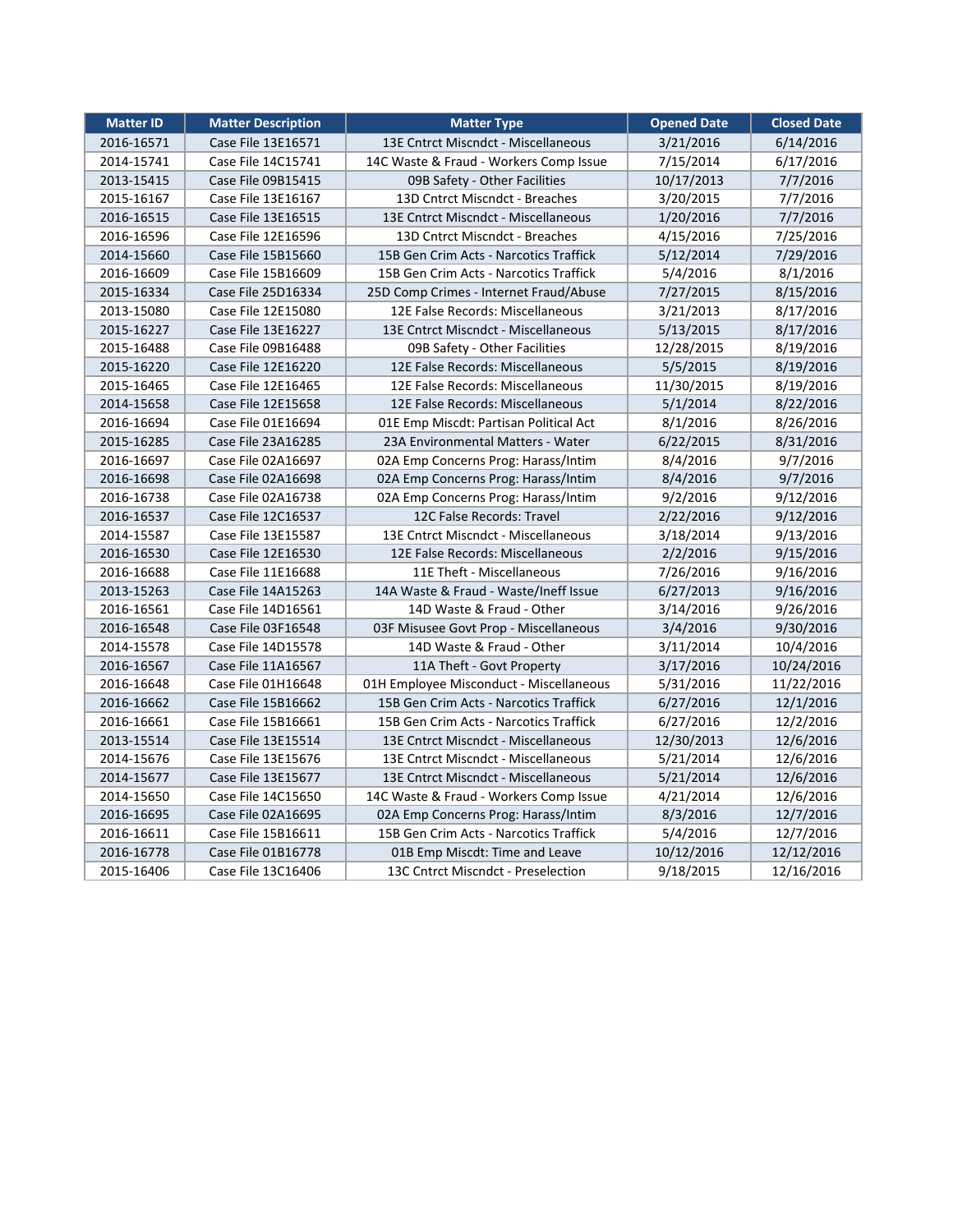| Matter ID | Matter Description | Matter Type | Opened Date | Closed Date |
|---|---|---|---|---|
| 2016-16571 | Case File 13E16571 | 13E Cntrct Miscndct - Miscellaneous | 3/21/2016 | 6/14/2016 |
| 2014-15741 | Case File 14C15741 | 14C Waste & Fraud - Workers Comp Issue | 7/15/2014 | 6/17/2016 |
| 2013-15415 | Case File 09B15415 | 09B Safety - Other Facilities | 10/17/2013 | 7/7/2016 |
| 2015-16167 | Case File 13E16167 | 13D Cntrct Miscndct - Breaches | 3/20/2015 | 7/7/2016 |
| 2016-16515 | Case File 13E16515 | 13E Cntrct Miscndct - Miscellaneous | 1/20/2016 | 7/7/2016 |
| 2016-16596 | Case File 12E16596 | 13D Cntrct Miscndct - Breaches | 4/15/2016 | 7/25/2016 |
| 2014-15660 | Case File 15B15660 | 15B Gen Crim Acts - Narcotics Traffick | 5/12/2014 | 7/29/2016 |
| 2016-16609 | Case File 15B16609 | 15B Gen Crim Acts - Narcotics Traffick | 5/4/2016 | 8/1/2016 |
| 2015-16334 | Case File 25D16334 | 25D Comp Crimes - Internet Fraud/Abuse | 7/27/2015 | 8/15/2016 |
| 2013-15080 | Case File 12E15080 | 12E False Records: Miscellaneous | 3/21/2013 | 8/17/2016 |
| 2015-16227 | Case File 13E16227 | 13E Cntrct Miscndct - Miscellaneous | 5/13/2015 | 8/17/2016 |
| 2015-16488 | Case File 09B16488 | 09B Safety - Other Facilities | 12/28/2015 | 8/19/2016 |
| 2015-16220 | Case File 12E16220 | 12E False Records: Miscellaneous | 5/5/2015 | 8/19/2016 |
| 2015-16465 | Case File 12E16465 | 12E False Records: Miscellaneous | 11/30/2015 | 8/19/2016 |
| 2014-15658 | Case File 12E15658 | 12E False Records: Miscellaneous | 5/1/2014 | 8/22/2016 |
| 2016-16694 | Case File 01E16694 | 01E Emp Miscdt: Partisan Political Act | 8/1/2016 | 8/26/2016 |
| 2015-16285 | Case File 23A16285 | 23A Environmental Matters - Water | 6/22/2015 | 8/31/2016 |
| 2016-16697 | Case File 02A16697 | 02A Emp Concerns Prog: Harass/Intim | 8/4/2016 | 9/7/2016 |
| 2016-16698 | Case File 02A16698 | 02A Emp Concerns Prog: Harass/Intim | 8/4/2016 | 9/7/2016 |
| 2016-16738 | Case File 02A16738 | 02A Emp Concerns Prog: Harass/Intim | 9/2/2016 | 9/12/2016 |
| 2016-16537 | Case File 12C16537 | 12C False Records: Travel | 2/22/2016 | 9/12/2016 |
| 2014-15587 | Case File 13E15587 | 13E Cntrct Miscndct - Miscellaneous | 3/18/2014 | 9/13/2016 |
| 2016-16530 | Case File 12E16530 | 12E False Records: Miscellaneous | 2/2/2016 | 9/15/2016 |
| 2016-16688 | Case File 11E16688 | 11E Theft - Miscellaneous | 7/26/2016 | 9/16/2016 |
| 2013-15263 | Case File 14A15263 | 14A Waste & Fraud - Waste/Ineff Issue | 6/27/2013 | 9/16/2016 |
| 2016-16561 | Case File 14D16561 | 14D Waste & Fraud - Other | 3/14/2016 | 9/26/2016 |
| 2016-16548 | Case File 03F16548 | 03F Misusee Govt Prop - Miscellaneous | 3/4/2016 | 9/30/2016 |
| 2014-15578 | Case File 14D15578 | 14D Waste & Fraud - Other | 3/11/2014 | 10/4/2016 |
| 2016-16567 | Case File 11A16567 | 11A Theft - Govt Property | 3/17/2016 | 10/24/2016 |
| 2016-16648 | Case File 01H16648 | 01H Employee Misconduct - Miscellaneous | 5/31/2016 | 11/22/2016 |
| 2016-16662 | Case File 15B16662 | 15B Gen Crim Acts - Narcotics Traffick | 6/27/2016 | 12/1/2016 |
| 2016-16661 | Case File 15B16661 | 15B Gen Crim Acts - Narcotics Traffick | 6/27/2016 | 12/2/2016 |
| 2013-15514 | Case File 13E15514 | 13E Cntrct Miscndct - Miscellaneous | 12/30/2013 | 12/6/2016 |
| 2014-15676 | Case File 13E15676 | 13E Cntrct Miscndct - Miscellaneous | 5/21/2014 | 12/6/2016 |
| 2014-15677 | Case File 13E15677 | 13E Cntrct Miscndct - Miscellaneous | 5/21/2014 | 12/6/2016 |
| 2014-15650 | Case File 14C15650 | 14C Waste & Fraud - Workers Comp Issue | 4/21/2014 | 12/6/2016 |
| 2016-16695 | Case File 02A16695 | 02A Emp Concerns Prog: Harass/Intim | 8/3/2016 | 12/7/2016 |
| 2016-16611 | Case File 15B16611 | 15B Gen Crim Acts - Narcotics Traffick | 5/4/2016 | 12/7/2016 |
| 2016-16778 | Case File 01B16778 | 01B Emp Miscdt: Time and Leave | 10/12/2016 | 12/12/2016 |
| 2015-16406 | Case File 13C16406 | 13C Cntrct Miscndct - Preselection | 9/18/2015 | 12/16/2016 |